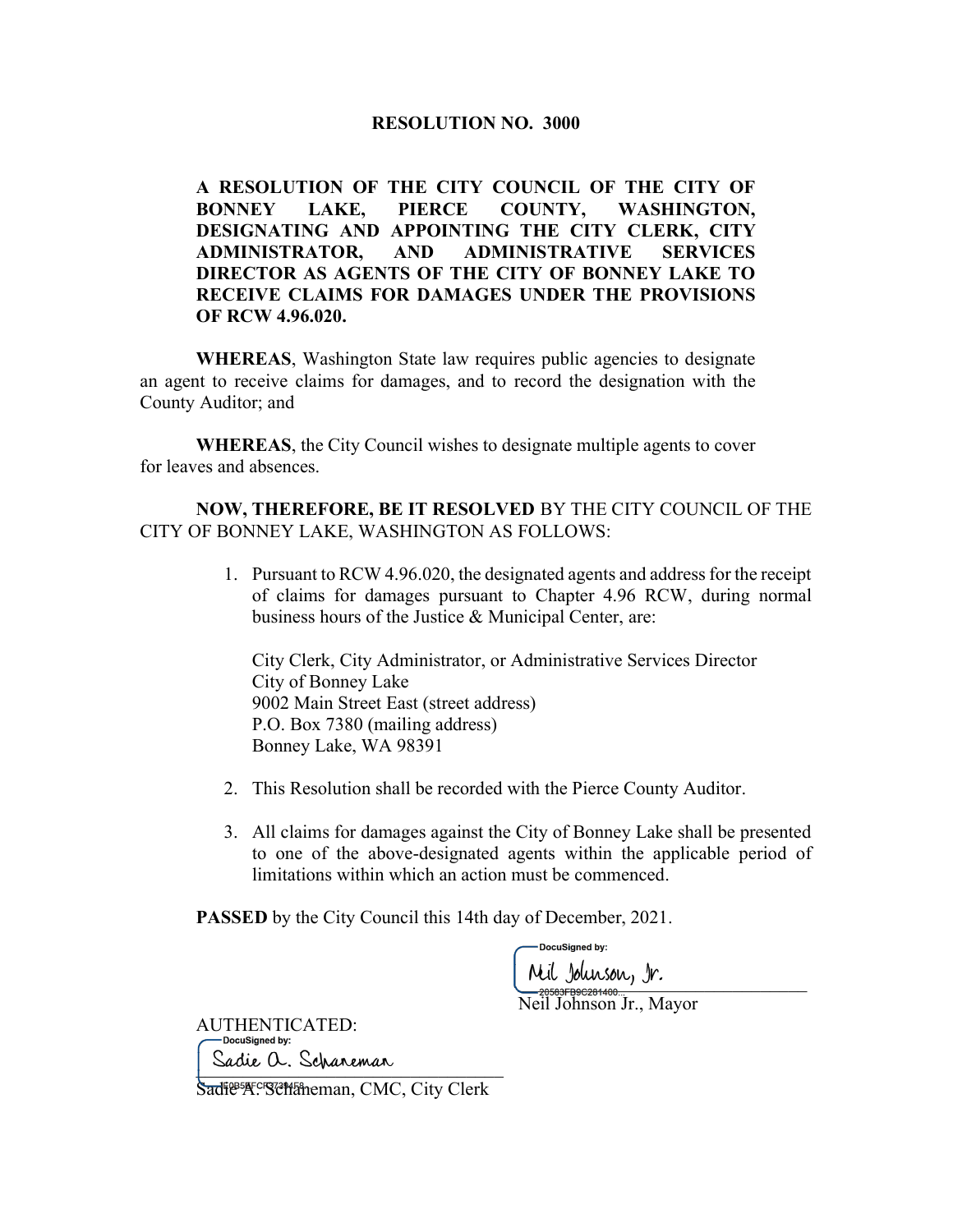# RESOLUTION NO. 3000

**A RESOLUTION OF THE CITY COUNCIL OF THE CITY OF BONNEY LAKE, PIERCE COUNTY, WASHINGTON, DESIGNATING AND APPOINTING THE CITY CLERK, CITY ADMINISTRATOR, AND ADMINISTRATIVE SERVICES DIRECTOR AS AGENTS OF THE CITY OF BONNEY LAKE TO RECEIVE CLAIMS FOR DAMAGES UNDER THE PROVISIONS OF RCW 4.96.020.**

**WHEREAS**, Washington State law requires public agencies to designate an agent to receive claims for damages, and to record the designation with the County Auditor; and

**WHEREAS**, the City Council wishes to designate multiple agents to cover for leaves and absences.

**NOW, THEREFORE, BE IT RESOLVED** BY THE CITY COUNCIL OF THE CITY OF BONNEY LAKE, WASHINGTON AS FOLLOWS:

1. Pursuant to RCW 4.96.020, the designated agents and address for the receipt of claims for damages pursuant to Chapter 4.96 RCW, during normal business hours of the Justice & Municipal Center, are:

   City Clerk, City Administrator, or Administrative Services Director
   City of Bonney Lake
   9002 Main Street East (street address)
   P.O. Box 7380 (mailing address)
   Bonney Lake, WA 98391

2. This Resolution shall be recorded with the Pierce County Auditor.

3. All claims for damages against the City of Bonney Lake shall be presented to one of the above-designated agents within the applicable period of limitations within which an action must be commenced.

**PASSED** by the City Council this 14th day of December, 2021.

DocuSigned by:
Neil Johnson, Jr.
20583FB9C281400...
Neil Johnson Jr., Mayor

AUTHENTICATED:

DocuSigned by:
Sadie A. Schaneman
E0B5BFCF3739458...
Sadie A. Schaneman, CMC, City Clerk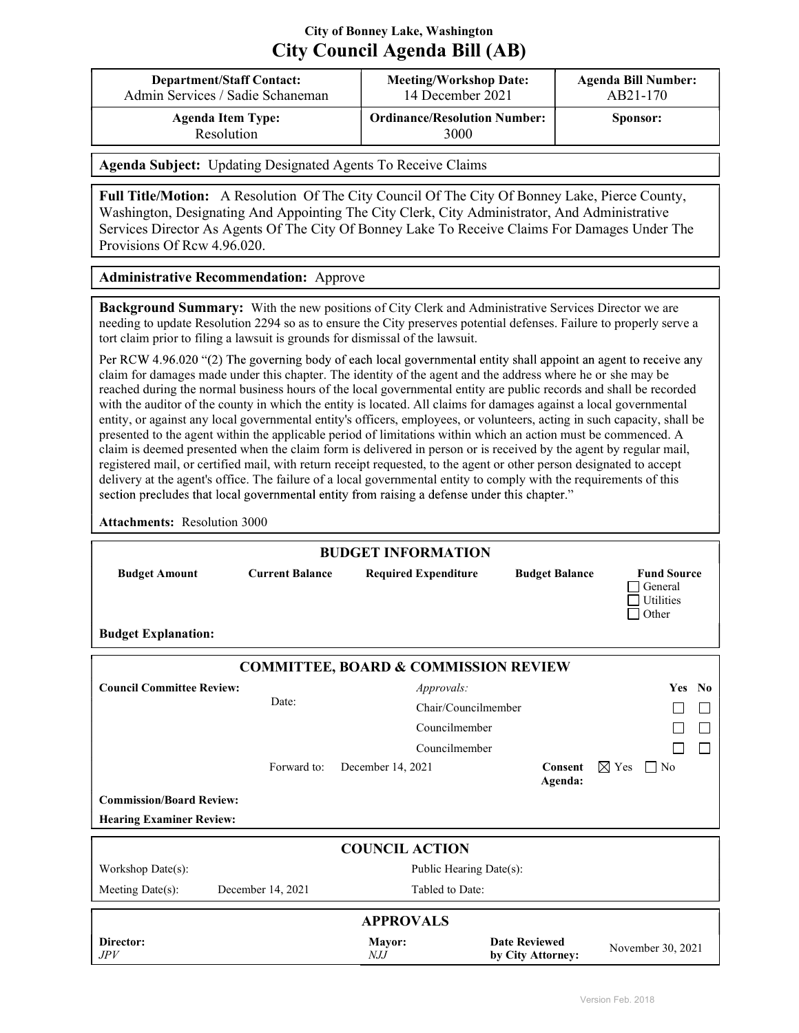**City of Bonney Lake, Washington**

# City Council Agenda Bill (AB)

| **Department/Staff Contact:** | **Meeting/Workshop Date:** | **Agenda Bill Number:** |
|---|---|---|
| Admin Services / Sadie Schaneman | 14 December 2021 | AB21-170 |
| **Agenda Item Type:** | **Ordinance/Resolution Number:** | **Sponsor:** |
| Resolution | 3000 | |

**Agenda Subject:** Updating Designated Agents To Receive Claims

**Full Title/Motion:** A Resolution Of The City Council Of The City Of Bonney Lake, Pierce County, Washington, Designating And Appointing The City Clerk, City Administrator, And Administrative Services Director As Agents Of The City Of Bonney Lake To Receive Claims For Damages Under The Provisions Of Rcw 4.96.020.

**Administrative Recommendation:** Approve

**Background Summary:** With the new positions of City Clerk and Administrative Services Director we are needing to update Resolution 2294 so as to ensure the City preserves potential defenses. Failure to properly serve a tort claim prior to filing a lawsuit is grounds for dismissal of the lawsuit.

Per RCW 4.96.020 "(2) The governing body of each local governmental entity shall appoint an agent to receive any claim for damages made under this chapter. The identity of the agent and the address where he or she may be reached during the normal business hours of the local governmental entity are public records and shall be recorded with the auditor of the county in which the entity is located. All claims for damages against a local governmental entity, or against any local governmental entity's officers, employees, or volunteers, acting in such capacity, shall be presented to the agent within the applicable period of limitations within which an action must be commenced. A claim is deemed presented when the claim form is delivered in person or is received by the agent by regular mail, registered mail, or certified mail, with return receipt requested, to the agent or other person designated to accept delivery at the agent's office. The failure of a local governmental entity to comply with the requirements of this section precludes that local governmental entity from raising a defense under this chapter."

**Attachments:** Resolution 3000

## BUDGET INFORMATION

| **Budget Amount** | **Current Balance** | **Required Expenditure** | **Budget Balance** | **Fund Source** |
|---|---|---|---|---|
| | | | | ☐ General<br>☐ Utilities<br>☐ Other |

**Budget Explanation:**

## COMMITTEE, BOARD & COMMISSION REVIEW

| **Council Committee Review:** | | *Approvals:* | **Yes** | **No** |
|---|---|---|---|---|
| | Date: | Chair/Councilmember | ☐ | ☐ |
| | | Councilmember | ☐ | ☐ |
| | | Councilmember | ☐ | ☐ |
| | Forward to: December 14, 2021 | **Consent Agenda:** | ☒ Yes | ☐ No |

**Commission/Board Review:**

**Hearing Examiner Review:**

## COUNCIL ACTION

| | | | |
|---|---|---|---|
| Workshop Date(s): | | Public Hearing Date(s): | |
| Meeting Date(s): | December 14, 2021 | Tabled to Date: | |

## APPROVALS

| | | | |
|---|---|---|---|
| **Director:** *JPV* | **Mayor:** *NJJ* | **Date Reviewed by City Attorney:** | November 30, 2021 |